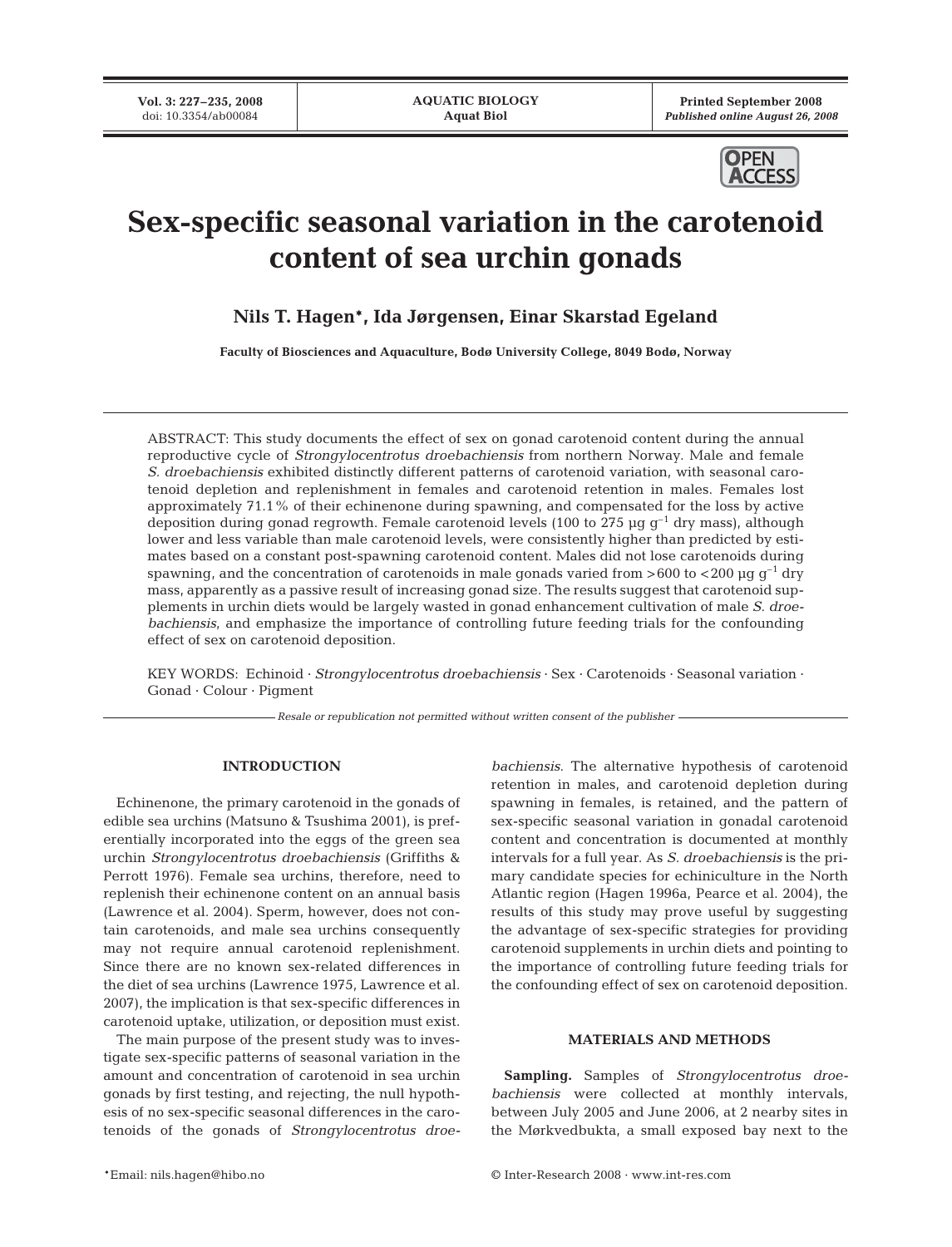# Sex-specific seasonal variation in the carotenoid content of sea urchin gonads

**Nils T. Hagen***, **Ida Jørgensen**, **Einar Skarstad Egeland**

**Faculty of Biosciences and Aquaculture, Bodø University College, 8049 Bodø, Norway**

ABSTRACT: This study documents the effect of sex on gonad carotenoid content during the annual reproductive cycle of *Strongylocentrotus droebachiensis* from northern Norway. Male and female *S. droebachiensis* exhibited distinctly different patterns of carotenoid variation, with seasonal carotenoid depletion and replenishment in females and carotenoid retention in males. Females lost approximately 71.1% of their echinenone during spawning, and compensated for the loss by active deposition during gonad regrowth. Female carotenoid levels (100 to 275 µg $g^{-1}$ dry mass), although lower and less variable than male carotenoid levels, were consistently higher than predicted by estimates based on a constant post-spawning carotenoid content. Males did not lose carotenoids during spawning, and the concentration of carotenoids in male gonads varied from >600 to <200 µg $g^{-1}$ dry mass, apparently as a passive result of increasing gonad size. The results suggest that carotenoid supplements in urchin diets would be largely wasted in gonad enhancement cultivation of male *S. droebachiensis*, and emphasize the importance of controlling future feeding trials for the confounding effect of sex on carotenoid deposition.

KEY WORDS: Echinoid · *Strongylocentrotus droebachiensis* · Sex · Carotenoids · Seasonal variation · Gonad · Colour · Pigment

*Resale or republication not permitted without written consent of the publisher*

## INTRODUCTION

Echinenone, the primary carotenoid in the gonads of edible sea urchins (Matsuno & Tsushima 2001), is preferentially incorporated into the eggs of the green sea urchin *Strongylocentrotus droebachiensis* (Griffiths & Perrott 1976). Female sea urchins, therefore, need to replenish their echinenone content on an annual basis (Lawrence et al. 2004). Sperm, however, does not contain carotenoids, and male sea urchins consequently may not require annual carotenoid replenishment. Since there are no known sex-related differences in the diet of sea urchins (Lawrence 1975, Lawrence et al. 2007), the implication is that sex-specific differences in carotenoid uptake, utilization, or deposition must exist.

The main purpose of the present study was to investigate sex-specific patterns of seasonal variation in the amount and concentration of carotenoid in sea urchin gonads by first testing, and rejecting, the null hypothesis of no sex-specific seasonal differences in the carotenoids of the gonads of *Strongylocentrotus droebachiensis*. The alternative hypothesis of carotenoid retention in males, and carotenoid depletion during spawning in females, is retained, and the pattern of sex-specific seasonal variation in gonadal carotenoid content and concentration is documented at monthly intervals for a full year. As *S. droebachiensis* is the primary candidate species for echiniculture in the North Atlantic region (Hagen 1996a, Pearce et al. 2004), the results of this study may prove useful by suggesting the advantage of sex-specific strategies for providing carotenoid supplements in urchin diets and pointing to the importance of controlling future feeding trials for the confounding effect of sex on carotenoid deposition.

## MATERIALS AND METHODS

**Sampling.** Samples of *Strongylocentrotus droebachiensis* were collected at monthly intervals, between July 2005 and June 2006, at 2 nearby sites in the Mørkvedbukta, a small exposed bay next to the

*Email: nils.hagen@hibo.no

© Inter-Research 2008 · www.int-res.com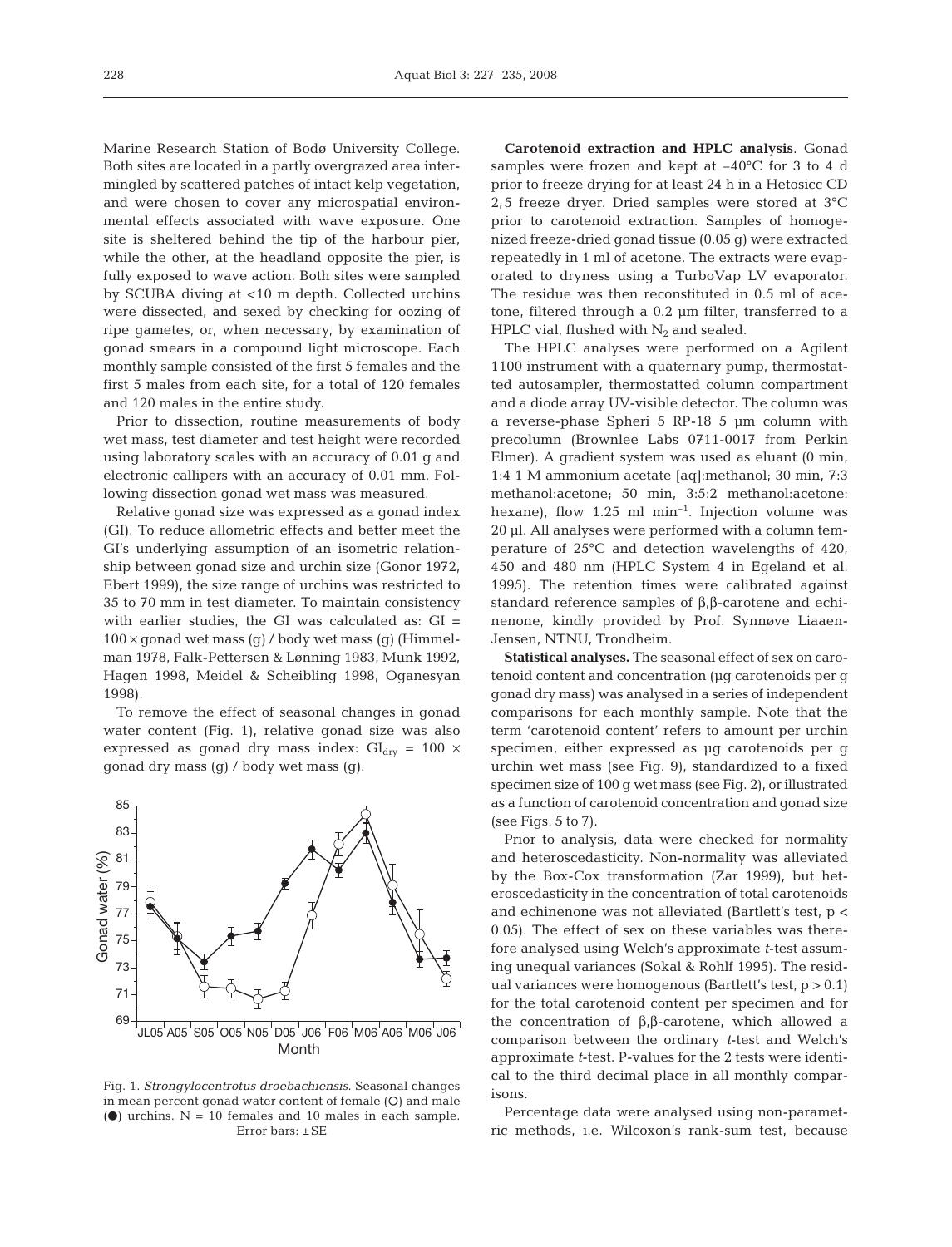Marine Research Station of Bodø University College. Both sites are located in a partly overgrazed area intermingled by scattered patches of intact kelp vegetation, and were chosen to cover any microspatial environmental effects associated with wave exposure. One site is sheltered behind the tip of the harbour pier, while the other, at the headland opposite the pier, is fully exposed to wave action. Both sites were sampled by SCUBA diving at <10 m depth. Collected urchins were dissected, and sexed by checking for oozing of ripe gametes, or, when necessary, by examination of gonad smears in a compound light microscope. Each monthly sample consisted of the first 5 females and the first 5 males from each site, for a total of 120 females and 120 males in the entire study.

Prior to dissection, routine measurements of body wet mass, test diameter and test height were recorded using laboratory scales with an accuracy of 0.01 g and electronic callipers with an accuracy of 0.01 mm. Following dissection gonad wet mass was measured.

Relative gonad size was expressed as a gonad index (GI). To reduce allometric effects and better meet the GI's underlying assumption of an isometric relationship between gonad size and urchin size (Gonor 1972, Ebert 1999), the size range of urchins was restricted to 35 to 70 mm in test diameter. To maintain consistency with earlier studies, the GI was calculated as: GI = $100 \times$ gonad wet mass (g) / body wet mass (g) (Himmelman 1978, Falk-Pettersen & Lønning 1983, Munk 1992, Hagen 1998, Meidel & Scheibling 1998, Oganesyan 1998).

To remove the effect of seasonal changes in gonad water content (Fig. 1), relative gonad size was also expressed as gonad dry mass index: $GI_{dry} = 100 \times$ gonad dry mass (g) / body wet mass (g).

Fig. 1. *Strongylocentrotus droebachiensis*. Seasonal changes in mean percent gonad water content of female (O) and male (●) urchins. N = 10 females and 10 males in each sample. Error bars: ±SE

**Carotenoid extraction and HPLC analysis**. Gonad samples were frozen and kept at –40°C for 3 to 4 d prior to freeze drying for at least 24 h in a Hetosicc CD 2,5 freeze dryer. Dried samples were stored at 3°C prior to carotenoid extraction. Samples of homogenized freeze-dried gonad tissue (0.05 g) were extracted repeatedly in 1 ml of acetone. The extracts were evaporated to dryness using a TurboVap LV evaporator. The residue was then reconstituted in 0.5 ml of acetone, filtered through a 0.2 µm filter, transferred to a HPLC vial, flushed with $N_2$ and sealed.

The HPLC analyses were performed on a Agilent 1100 instrument with a quaternary pump, thermostatted autosampler, thermostatted column compartment and a diode array UV-visible detector. The column was a reverse-phase Spheri 5 RP-18 5 µm column with precolumn (Brownlee Labs 0711-0017 from Perkin Elmer). A gradient system was used as eluant (0 min, 1:4 1 M ammonium acetate [aq]:methanol; 30 min, 7:3 methanol:acetone; 50 min, 3:5:2 methanol:acetone: hexane), flow 1.25 ml $min^{-1}$. Injection volume was 20 µl. All analyses were performed with a column temperature of 25°C and detection wavelengths of 420, 450 and 480 nm (HPLC System 4 in Egeland et al. 1995). The retention times were calibrated against standard reference samples of β,β-carotene and echinenone, kindly provided by Prof. Synnøve Liaaen-Jensen, NTNU, Trondheim.

**Statistical analyses.** The seasonal effect of sex on carotenoid content and concentration (µg carotenoids per g gonad dry mass) was analysed in a series of independent comparisons for each monthly sample. Note that the term 'carotenoid content' refers to amount per urchin specimen, either expressed as µg carotenoids per g urchin wet mass (see Fig. 9), standardized to a fixed specimen size of 100 g wet mass (see Fig. 2), or illustrated as a function of carotenoid concentration and gonad size (see Figs. 5 to 7).

Prior to analysis, data were checked for normality and heteroscedasticity. Non-normality was alleviated by the Box-Cox transformation (Zar 1999), but heteroscedasticity in the concentration of total carotenoids and echinenone was not alleviated (Bartlett's test, $p < 0.05$). The effect of sex on these variables was therefore analysed using Welch's approximate *t*-test assuming unequal variances (Sokal & Rohlf 1995). The residual variances were homogenous (Bartlett's test, $p > 0.1$) for the total carotenoid content per specimen and for the concentration of β,β-carotene, which allowed a comparison between the ordinary *t*-test and Welch's approximate *t*-test. P-values for the 2 tests were identical to the third decimal place in all monthly comparisons.

Percentage data were analysed using non-parametric methods, i.e. Wilcoxon's rank-sum test, because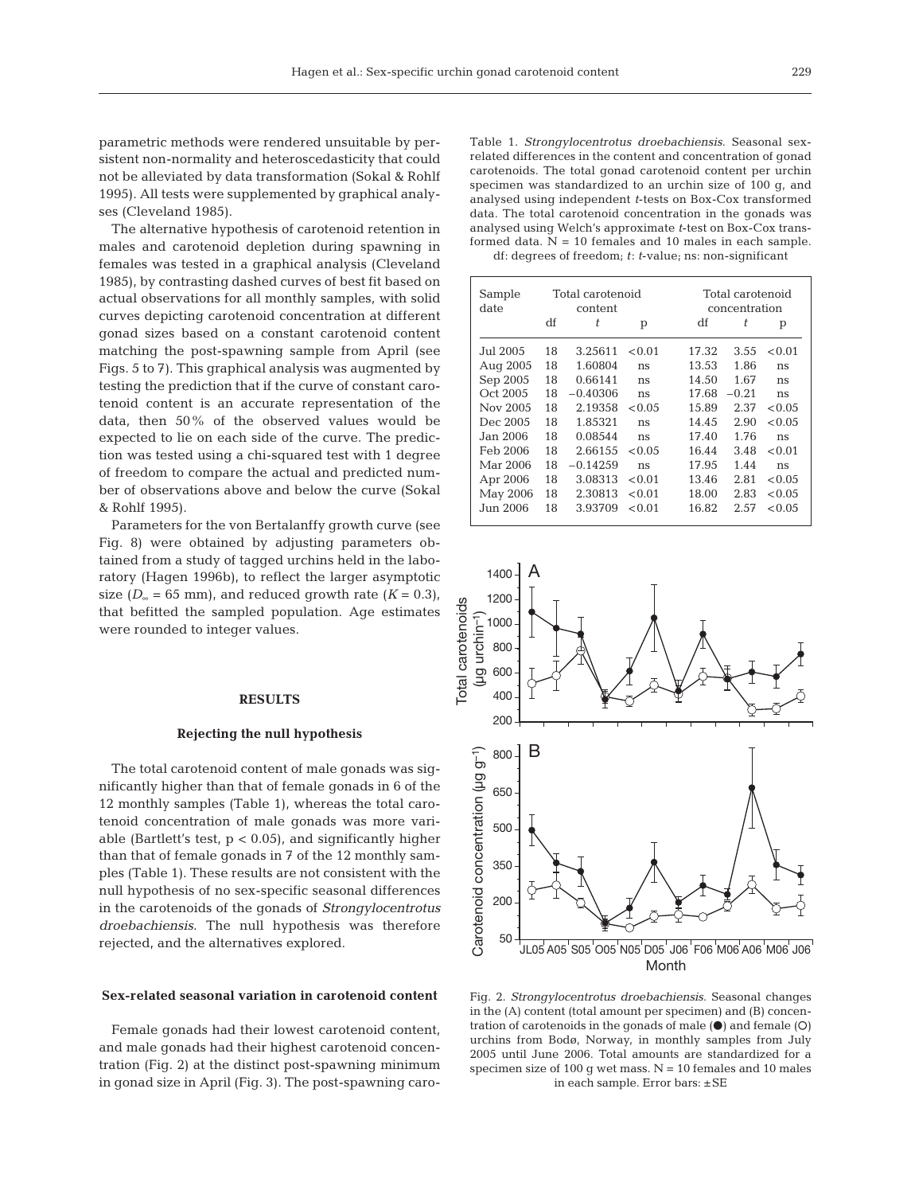parametric methods were rendered unsuitable by persistent non-normality and heteroscedasticity that could not be alleviated by data transformation (Sokal & Rohlf 1995). All tests were supplemented by graphical analyses (Cleveland 1985).

The alternative hypothesis of carotenoid retention in males and carotenoid depletion during spawning in females was tested in a graphical analysis (Cleveland 1985), by contrasting dashed curves of best fit based on actual observations for all monthly samples, with solid curves depicting carotenoid concentration at different gonad sizes based on a constant carotenoid content matching the post-spawning sample from April (see Figs. 5 to 7). This graphical analysis was augmented by testing the prediction that if the curve of constant carotenoid content is an accurate representation of the data, then 50% of the observed values would be expected to lie on each side of the curve. The prediction was tested using a chi-squared test with 1 degree of freedom to compare the actual and predicted number of observations above and below the curve (Sokal & Rohlf 1995).

Parameters for the von Bertalanffy growth curve (see Fig. 8) were obtained by adjusting parameters obtained from a study of tagged urchins held in the laboratory (Hagen 1996b), to reflect the larger asymptotic size ($D_\infty$ = 65 mm), and reduced growth rate ($K$ = 0.3), that befitted the sampled population. Age estimates were rounded to integer values.

## RESULTS

### Rejecting the null hypothesis

The total carotenoid content of male gonads was significantly higher than that of female gonads in 6 of the 12 monthly samples (Table 1), whereas the total carotenoid concentration of male gonads was more variable (Bartlett's test, $p < 0.05$), and significantly higher than that of female gonads in 7 of the 12 monthly samples (Table 1). These results are not consistent with the null hypothesis of no sex-specific seasonal differences in the carotenoids of the gonads of *Strongylocentrotus droebachiensis*. The null hypothesis was therefore rejected, and the alternatives explored.

### Sex-related seasonal variation in carotenoid content

Female gonads had their lowest carotenoid content, and male gonads had their highest carotenoid concentration (Fig. 2) at the distinct post-spawning minimum in gonad size in April (Fig. 3). The post-spawning caro-

Table 1. *Strongylocentrotus droebachiensis*. Seasonal sex-related differences in the content and concentration of gonad carotenoids. The total gonad carotenoid content per urchin specimen was standardized to an urchin size of 100 g, and analysed using independent *t*-tests on Box-Cox transformed data. The total carotenoid concentration in the gonads was analysed using Welch's approximate *t*-test on Box-Cox transformed data. N = 10 females and 10 males in each sample. df: degrees of freedom; *t*: *t*-value; ns: non-significant

| Sample date | Total carotenoid content | | | Total carotenoid concentration | | |
|---|---|---|---|---|---|---|
| | df | *t* | p | df | *t* | p |
| Jul 2005 | 18 | 3.25611 | <0.01 | 17.32 | 3.55 | <0.01 |
| Aug 2005 | 18 | 1.60804 | ns | 13.53 | 1.86 | ns |
| Sep 2005 | 18 | 0.66141 | ns | 14.50 | 1.67 | ns |
| Oct 2005 | 18 | −0.40306 | ns | 17.68 | −0.21 | ns |
| Nov 2005 | 18 | 2.19358 | <0.05 | 15.89 | 2.37 | <0.05 |
| Dec 2005 | 18 | 1.85321 | ns | 14.45 | 2.90 | <0.05 |
| Jan 2006 | 18 | 0.08544 | ns | 17.40 | 1.76 | ns |
| Feb 2006 | 18 | 2.66155 | <0.05 | 16.44 | 3.48 | <0.01 |
| Mar 2006 | 18 | −0.14259 | ns | 17.95 | 1.44 | ns |
| Apr 2006 | 18 | 3.08313 | <0.01 | 13.46 | 2.81 | <0.05 |
| May 2006 | 18 | 2.30813 | <0.01 | 18.00 | 2.83 | <0.05 |
| Jun 2006 | 18 | 3.93709 | <0.01 | 16.82 | 2.57 | <0.05 |

Fig. 2. *Strongylocentrotus droebachiensis*. Seasonal changes in the (A) content (total amount per specimen) and (B) concentration of carotenoids in the gonads of male (●) and female (○) urchins from Bodø, Norway, in monthly samples from July 2005 until June 2006. Total amounts are standardized for a specimen size of 100 g wet mass. N = 10 females and 10 males in each sample. Error bars: ±SE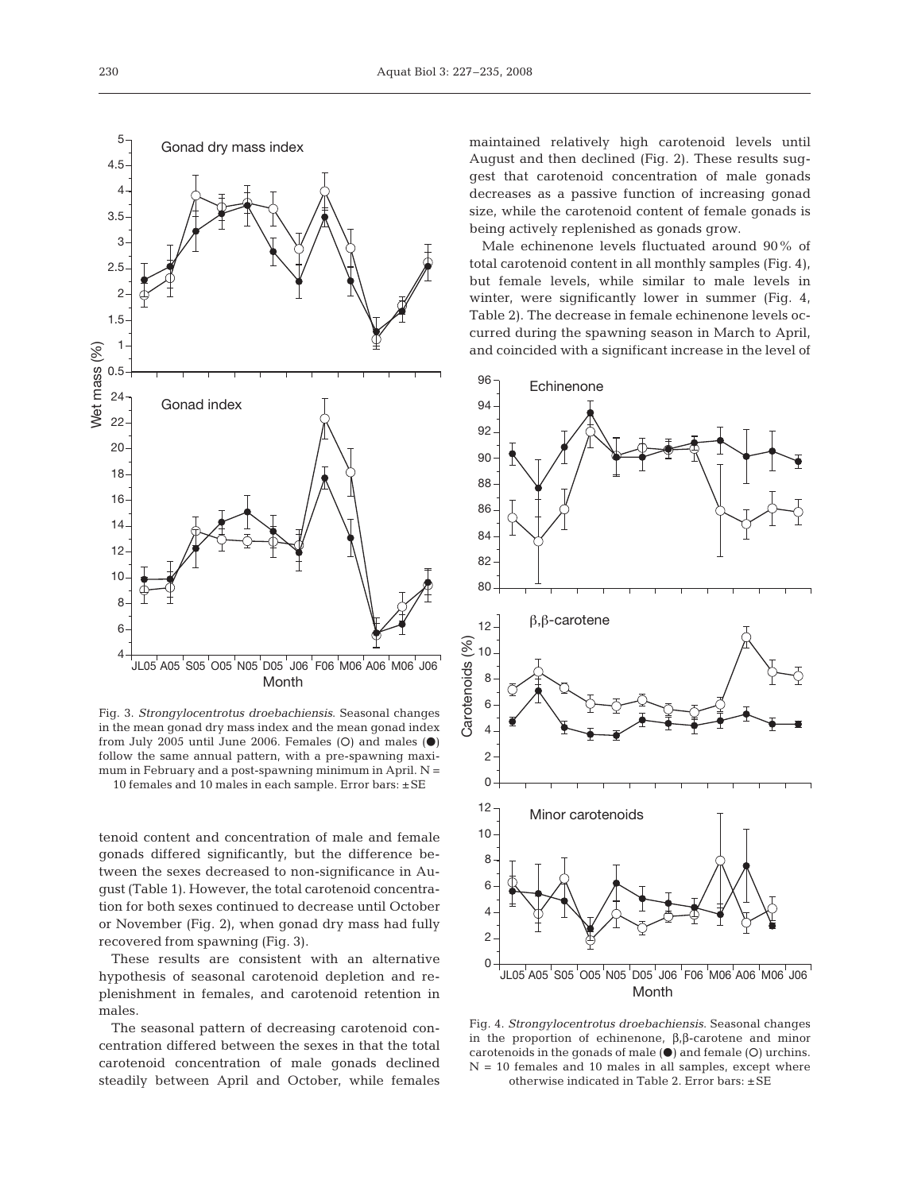Fig. 3. *Strongylocentrotus droebachiensis.* Seasonal changes in the mean gonad dry mass index and the mean gonad index from July 2005 until June 2006. Females (O) and males (●) follow the same annual pattern, with a pre-spawning maximum in February and a post-spawning minimum in April. N = 10 females and 10 males in each sample. Error bars: ±SE

tenoid content and concentration of male and female gonads differed significantly, but the difference between the sexes decreased to non-significance in August (Table 1). However, the total carotenoid concentration for both sexes continued to decrease until October or November (Fig. 2), when gonad dry mass had fully recovered from spawning (Fig. 3).

These results are consistent with an alternative hypothesis of seasonal carotenoid depletion and replenishment in females, and carotenoid retention in males.

The seasonal pattern of decreasing carotenoid concentration differed between the sexes in that the total carotenoid concentration of male gonads declined steadily between April and October, while females maintained relatively high carotenoid levels until August and then declined (Fig. 2). These results suggest that carotenoid concentration of male gonads decreases as a passive function of increasing gonad size, while the carotenoid content of female gonads is being actively replenished as gonads grow.

Male echinenone levels fluctuated around 90% of total carotenoid content in all monthly samples (Fig. 4), but female levels, while similar to male levels in winter, were significantly lower in summer (Fig. 4, Table 2). The decrease in female echinenone levels occurred during the spawning season in March to April, and coincided with a significant increase in the level of

Fig. 4. *Strongylocentrotus droebachiensis*. Seasonal changes in the proportion of echinenone, β,β-carotene and minor carotenoids in the gonads of male (●) and female (O) urchins. N = 10 females and 10 males in all samples, except where otherwise indicated in Table 2. Error bars: ±SE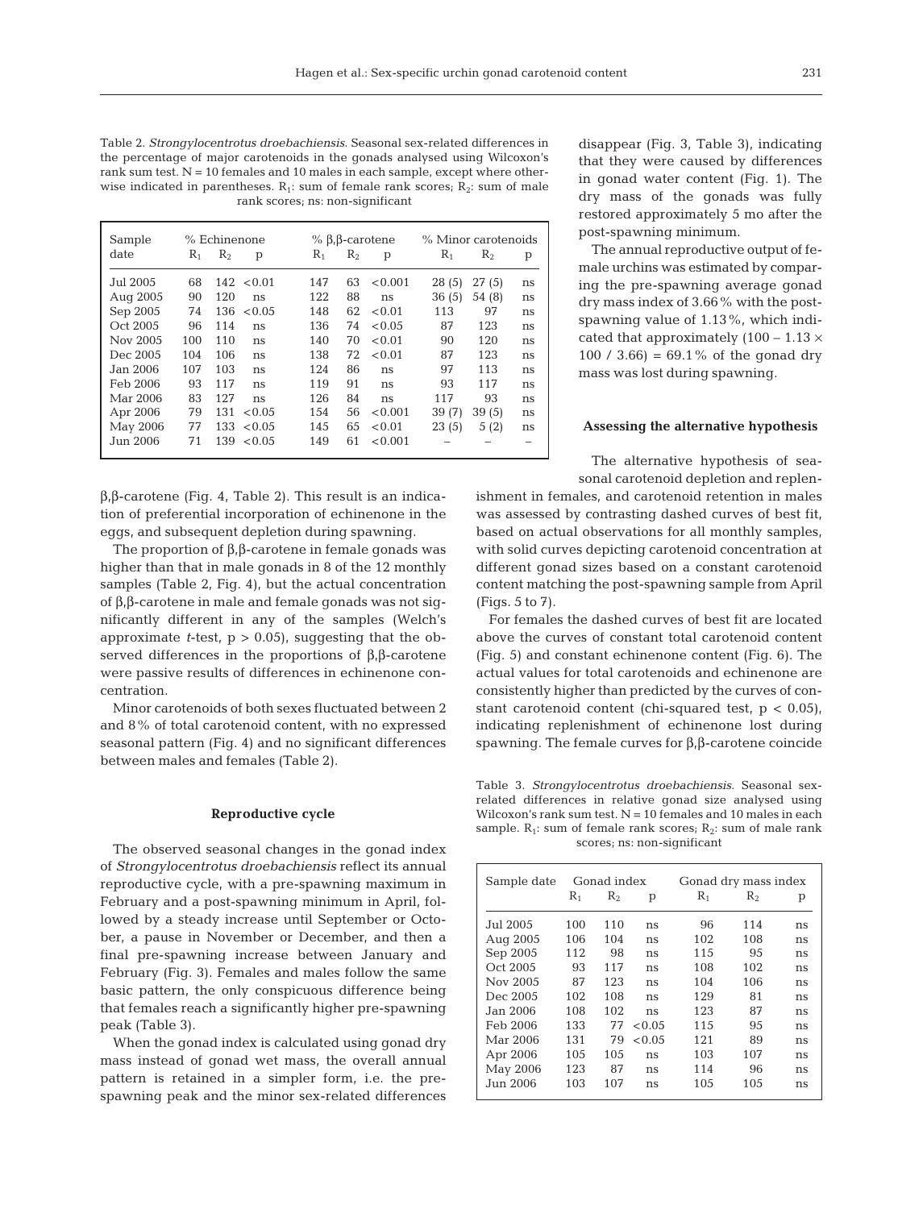Table 2. *Strongylocentrotus droebachiensis*. Seasonal sex-related differences in the percentage of major carotenoids in the gonads analysed using Wilcoxon's rank sum test. N = 10 females and 10 males in each sample, except where otherwise indicated in parentheses. $R_1$: sum of female rank scores; $R_2$: sum of male rank scores; ns: non-significant

| Sample date | % Echinenone | | | % β,β-carotene | | | % Minor carotenoids | | |
|---|---|---|---|---|---|---|---|---|---|
| | $R_1$ | $R_2$ | p | $R_1$ | $R_2$ | p | $R_1$ | $R_2$ | p |
| Jul 2005 | 68 | 142 | <0.01 | 147 | 63 | <0.001 | 28 (5) | 27 (5) | ns |
| Aug 2005 | 90 | 120 | ns | 122 | 88 | ns | 36 (5) | 54 (8) | ns |
| Sep 2005 | 74 | 136 | <0.05 | 148 | 62 | <0.01 | 113 | 97 | ns |
| Oct 2005 | 96 | 114 | ns | 136 | 74 | <0.05 | 87 | 123 | ns |
| Nov 2005 | 100 | 110 | ns | 140 | 70 | <0.01 | 90 | 120 | ns |
| Dec 2005 | 104 | 106 | ns | 138 | 72 | <0.01 | 87 | 123 | ns |
| Jan 2006 | 107 | 103 | ns | 124 | 86 | ns | 97 | 113 | ns |
| Feb 2006 | 93 | 117 | ns | 119 | 91 | ns | 93 | 117 | ns |
| Mar 2006 | 83 | 127 | ns | 126 | 84 | ns | 117 | 93 | ns |
| Apr 2006 | 79 | 131 | <0.05 | 154 | 56 | <0.001 | 39 (7) | 39 (5) | ns |
| May 2006 | 77 | 133 | <0.05 | 145 | 65 | <0.01 | 23 (5) | 5 (2) | ns |
| Jun 2006 | 71 | 139 | <0.05 | 149 | 61 | <0.001 | – | – | – |

β,β-carotene (Fig. 4, Table 2). This result is an indication of preferential incorporation of echinenone in the eggs, and subsequent depletion during spawning.

The proportion of β,β-carotene in female gonads was higher than that in male gonads in 8 of the 12 monthly samples (Table 2, Fig. 4), but the actual concentration of β,β-carotene in male and female gonads was not significantly different in any of the samples (Welch's approximate *t*-test, $p > 0.05$), suggesting that the observed differences in the proportions of β,β-carotene were passive results of differences in echinenone concentration.

Minor carotenoids of both sexes fluctuated between 2 and 8% of total carotenoid content, with no expressed seasonal pattern (Fig. 4) and no significant differences between males and females (Table 2).

### Reproductive cycle

The observed seasonal changes in the gonad index of *Strongylocentrotus droebachiensis* reflect its annual reproductive cycle, with a pre-spawning maximum in February and a post-spawning minimum in April, followed by a steady increase until September or October, a pause in November or December, and then a final pre-spawning increase between January and February (Fig. 3). Females and males follow the same basic pattern, the only conspicuous difference being that females reach a significantly higher pre-spawning peak (Table 3).

When the gonad index is calculated using gonad dry mass instead of gonad wet mass, the overall annual pattern is retained in a simpler form, i.e. the pre-spawning peak and the minor sex-related differences disappear (Fig. 3, Table 3), indicating that they were caused by differences in gonad water content (Fig. 1). The dry mass of the gonads was fully restored approximately 5 mo after the post-spawning minimum.

The annual reproductive output of female urchins was estimated by comparing the pre-spawning average gonad dry mass index of 3.66% with the post-spawning value of 1.13%, which indicated that approximately $(100 - 1.13 \times 100 / 3.66) = 69.1\%$ of the gonad dry mass was lost during spawning.

### Assessing the alternative hypothesis

The alternative hypothesis of seasonal carotenoid depletion and replenishment in females, and carotenoid retention in males was assessed by contrasting dashed curves of best fit, based on actual observations for all monthly samples, with solid curves depicting carotenoid concentration at different gonad sizes based on a constant carotenoid content matching the post-spawning sample from April (Figs. 5 to 7).

For females the dashed curves of best fit are located above the curves of constant total carotenoid content (Fig. 5) and constant echinenone content (Fig. 6). The actual values for total carotenoids and echinenone are consistently higher than predicted by the curves of constant carotenoid content (chi-squared test, $p < 0.05$), indicating replenishment of echinenone lost during spawning. The female curves for β,β-carotene coincide

Table 3. *Strongylocentrotus droebachiensis*. Seasonal sex-related differences in relative gonad size analysed using Wilcoxon's rank sum test. N = 10 females and 10 males in each sample. $R_1$: sum of female rank scores; $R_2$: sum of male rank scores; ns: non-significant

| Sample date | Gonad index | | | Gonad dry mass index | | |
|---|---|---|---|---|---|---|
| | $R_1$ | $R_2$ | p | $R_1$ | $R_2$ | p |
| Jul 2005 | 100 | 110 | ns | 96 | 114 | ns |
| Aug 2005 | 106 | 104 | ns | 102 | 108 | ns |
| Sep 2005 | 112 | 98 | ns | 115 | 95 | ns |
| Oct 2005 | 93 | 117 | ns | 108 | 102 | ns |
| Nov 2005 | 87 | 123 | ns | 104 | 106 | ns |
| Dec 2005 | 102 | 108 | ns | 129 | 81 | ns |
| Jan 2006 | 108 | 102 | ns | 123 | 87 | ns |
| Feb 2006 | 133 | 77 | <0.05 | 115 | 95 | ns |
| Mar 2006 | 131 | 79 | <0.05 | 121 | 89 | ns |
| Apr 2006 | 105 | 105 | ns | 103 | 107 | ns |
| May 2006 | 123 | 87 | ns | 114 | 96 | ns |
| Jun 2006 | 103 | 107 | ns | 105 | 105 | ns |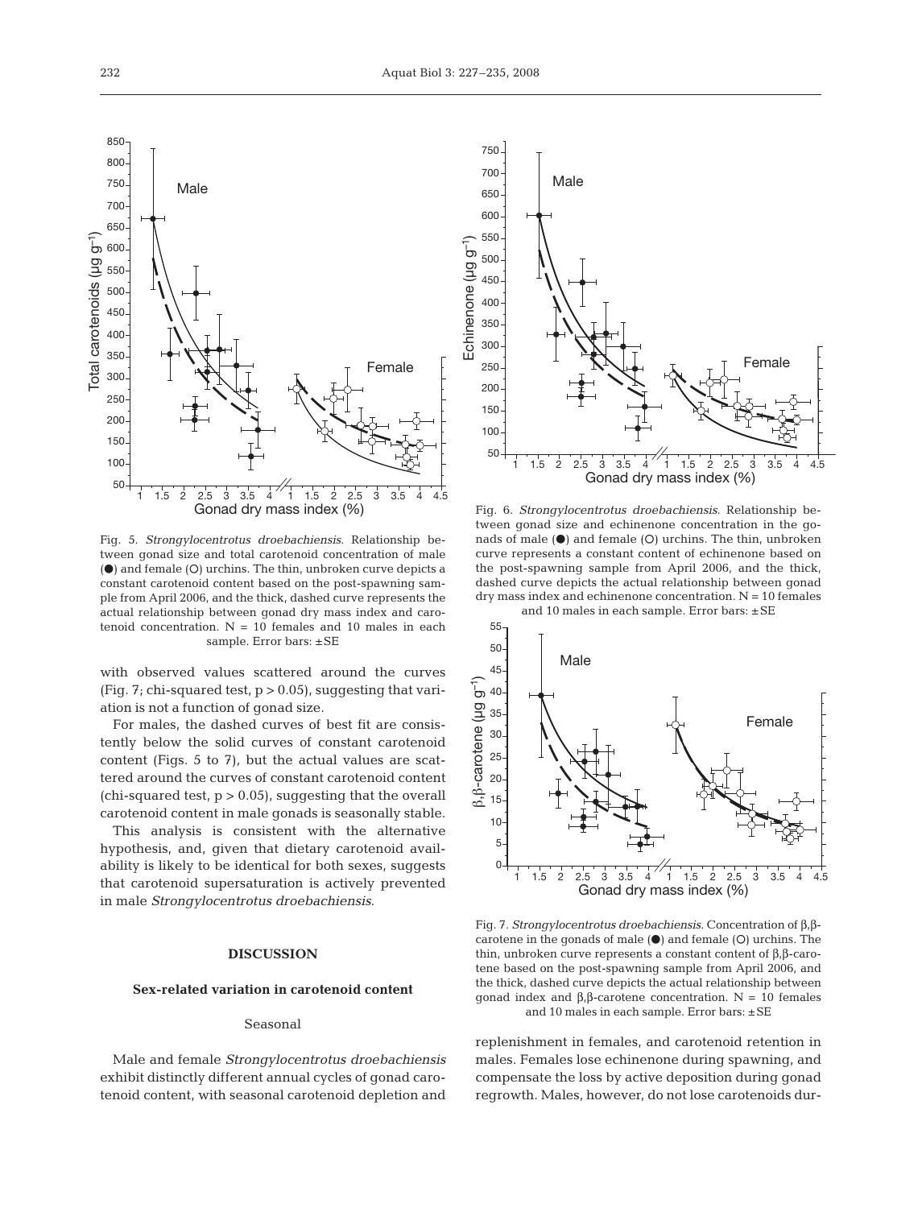Fig. 5. *Strongylocentrotus droebachiensis*. Relationship between gonad size and total carotenoid concentration of male (●) and female (○) urchins. The thin, unbroken curve depicts a constant carotenoid content based on the post-spawning sample from April 2006, and the thick, dashed curve represents the actual relationship between gonad dry mass index and carotenoid concentration. N = 10 females and 10 males in each sample. Error bars: ±SE

Fig. 6. *Strongylocentrotus droebachiensis*. Relationship between gonad size and echinenone concentration in the gonads of male (●) and female (○) urchins. The thin, unbroken curve represents a constant content of echinenone based on the post-spawning sample from April 2006, and the thick, dashed curve depicts the actual relationship between gonad dry mass index and echinenone concentration. N = 10 females and 10 males in each sample. Error bars: ±SE

Fig. 7. *Strongylocentrotus droebachiensis*. Concentration of β,β-carotene in the gonads of male (●) and female (○) urchins. The thin, unbroken curve represents a constant content of β,β-carotene based on the post-spawning sample from April 2006, and the thick, dashed curve depicts the actual relationship between gonad index and β,β-carotene concentration. N = 10 females and 10 males in each sample. Error bars: ±SE

with observed values scattered around the curves (Fig. 7; chi-squared test, $p > 0.05$), suggesting that variation is not a function of gonad size.

For males, the dashed curves of best fit are consistently below the solid curves of constant carotenoid content (Figs. 5 to 7), but the actual values are scattered around the curves of constant carotenoid content (chi-squared test, $p > 0.05$), suggesting that the overall carotenoid content in male gonads is seasonally stable.

This analysis is consistent with the alternative hypothesis, and, given that dietary carotenoid availability is likely to be identical for both sexes, suggests that carotenoid supersaturation is actively prevented in male *Strongylocentrotus droebachiensis*.

## DISCUSSION

### Sex-related variation in carotenoid content

#### Seasonal

Male and female *Strongylocentrotus droebachiensis* exhibit distinctly different annual cycles of gonad carotenoid content, with seasonal carotenoid depletion and replenishment in females, and carotenoid retention in males. Females lose echinenone during spawning, and compensate the loss by active deposition during gonad regrowth. Males, however, do not lose carotenoids dur-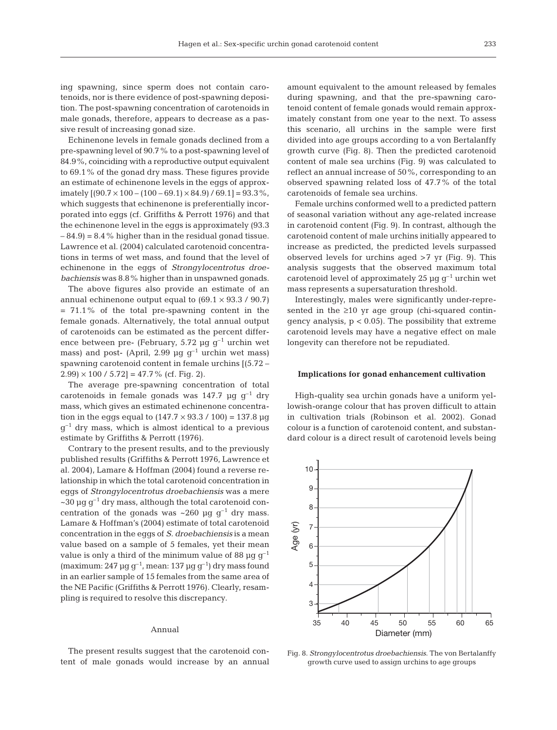ing spawning, since sperm does not contain carotenoids, nor is there evidence of post-spawning deposition. The post-spawning concentration of carotenoids in male gonads, therefore, appears to decrease as a passive result of increasing gonad size.

Echinenone levels in female gonads declined from a pre-spawning level of 90.7% to a post-spawning level of 84.9%, coinciding with a reproductive output equivalent to 69.1% of the gonad dry mass. These figures provide an estimate of echinenone levels in the eggs of approximately $[(90.7 \times 100 - (100 - 69.1) \times 84.9) / 69.1] = 93.3\%$, which suggests that echinenone is preferentially incorporated into eggs (cf. Griffiths & Perrott 1976) and that the echinenone level in the eggs is approximately $(93.3 - 84.9) = 8.4\%$ higher than in the residual gonad tissue. Lawrence et al. (2004) calculated carotenoid concentrations in terms of wet mass, and found that the level of echinenone in the eggs of *Strongylocentrotus droebachiensis* was 8.8% higher than in unspawned gonads.

The above figures also provide an estimate of an annual echinenone output equal to $(69.1 \times 93.3 / 90.7) = 71.1\%$ of the total pre-spawning content in the female gonads. Alternatively, the total annual output of carotenoids can be estimated as the percent difference between pre- (February, 5.72 µg $g^{-1}$ urchin wet mass) and post- (April, 2.99 µg $g^{-1}$ urchin wet mass) spawning carotenoid content in female urchins $[(5.72 - 2.99) \times 100 / 5.72] = 47.7\%$ (cf. Fig. 2).

The average pre-spawning concentration of total carotenoids in female gonads was 147.7 µg $g^{-1}$ dry mass, which gives an estimated echinenone concentration in the eggs equal to $(147.7 \times 93.3 / 100) = 137.8$ µg $g^{-1}$ dry mass, which is almost identical to a previous estimate by Griffiths & Perrott (1976).

Contrary to the present results, and to the previously published results (Griffiths & Perrott 1976, Lawrence et al. 2004), Lamare & Hoffman (2004) found a reverse relationship in which the total carotenoid concentration in eggs of *Strongylocentrotus droebachiensis* was a mere ~30 µg $g^{-1}$ dry mass, although the total carotenoid concentration of the gonads was ~260 µg $g^{-1}$ dry mass. Lamare & Hoffman's (2004) estimate of total carotenoid concentration in the eggs of *S. droebachiensis* is a mean value based on a sample of 5 females, yet their mean value is only a third of the minimum value of 88 µg $g^{-1}$ (maximum: 247 µg $g^{-1}$, mean: 137 µg $g^{-1}$) dry mass found in an earlier sample of 15 females from the same area of the NE Pacific (Griffiths & Perrott 1976). Clearly, resampling is required to resolve this discrepancy.

### Annual

The present results suggest that the carotenoid content of male gonads would increase by an annual amount equivalent to the amount released by females during spawning, and that the pre-spawning carotenoid content of female gonads would remain approximately constant from one year to the next. To assess this scenario, all urchins in the sample were first divided into age groups according to a von Bertalanffy growth curve (Fig. 8). Then the predicted carotenoid content of male sea urchins (Fig. 9) was calculated to reflect an annual increase of 50%, corresponding to an observed spawning related loss of 47.7% of the total carotenoids of female sea urchins.

Female urchins conformed well to a predicted pattern of seasonal variation without any age-related increase in carotenoid content (Fig. 9). In contrast, although the carotenoid content of male urchins initially appeared to increase as predicted, the predicted levels surpassed observed levels for urchins aged >7 yr (Fig. 9). This analysis suggests that the observed maximum total carotenoid level of approximately 25 µg $g^{-1}$ urchin wet mass represents a supersaturation threshold.

Interestingly, males were significantly under-represented in the ≥10 yr age group (chi-squared contingency analysis, $p < 0.05$). The possibility that extreme carotenoid levels may have a negative effect on male longevity can therefore not be repudiated.

### Implications for gonad enhancement cultivation

High-quality sea urchin gonads have a uniform yellowish-orange colour that has proven difficult to attain in cultivation trials (Robinson et al. 2002). Gonad colour is a function of carotenoid content, and substandard colour is a direct result of carotenoid levels being

Fig. 8. *Strongylocentrotus droebachiensis.* The von Bertalanffy growth curve used to assign urchins to age groups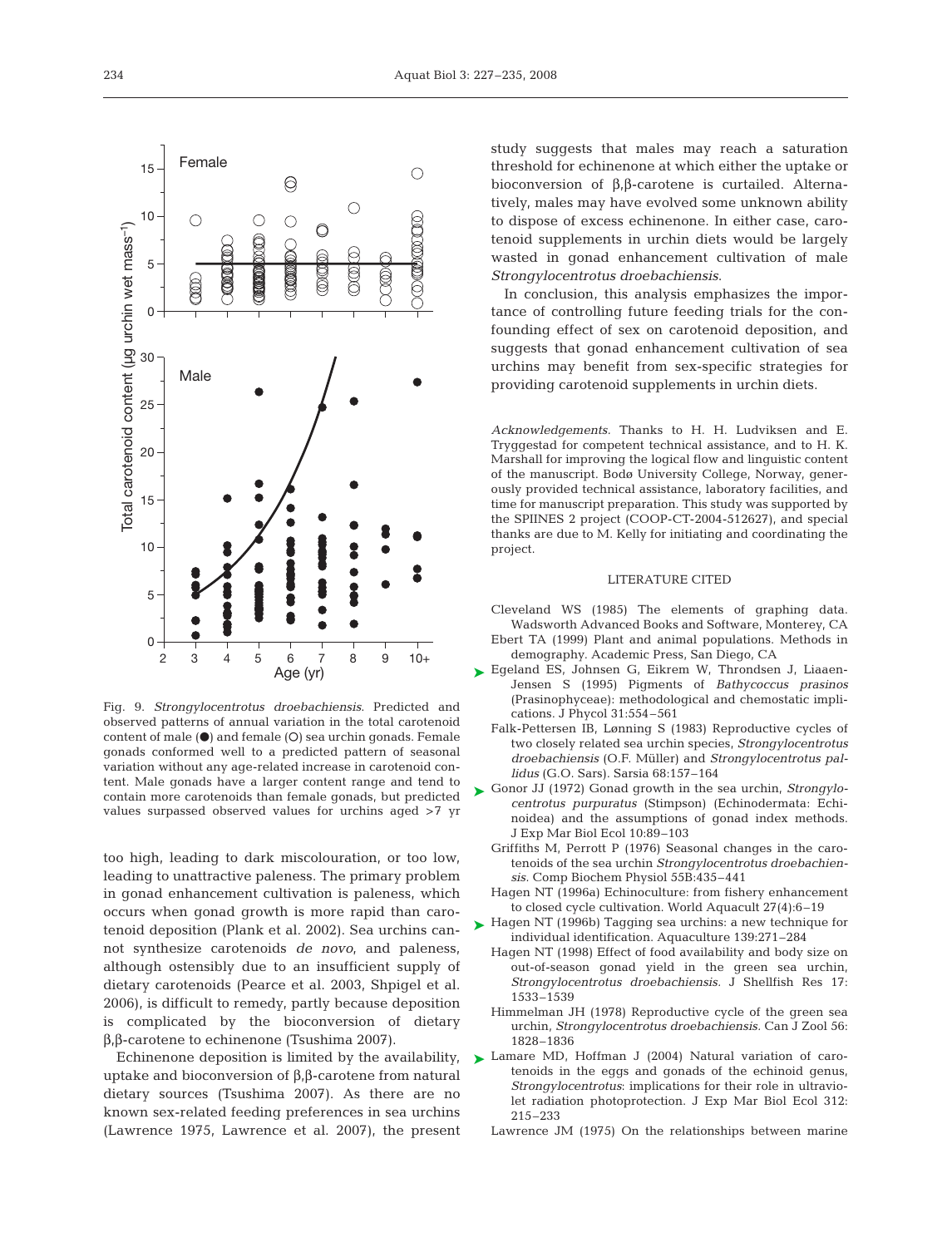Fig. 9. *Strongylocentrotus droebachiensis*. Predicted and observed patterns of annual variation in the total carotenoid content of male (●) and female (○) sea urchin gonads. Female gonads conformed well to a predicted pattern of seasonal variation without any age-related increase in carotenoid content. Male gonads have a larger content range and tend to contain more carotenoids than female gonads, but predicted values surpassed observed values for urchins aged >7 yr

too high, leading to dark miscolouration, or too low, leading to unattractive paleness. The primary problem in gonad enhancement cultivation is paleness, which occurs when gonad growth is more rapid than carotenoid deposition (Plank et al. 2002). Sea urchins cannot synthesize carotenoids *de novo*, and paleness, although ostensibly due to an insufficient supply of dietary carotenoids (Pearce et al. 2003, Shpigel et al. 2006), is difficult to remedy, partly because deposition is complicated by the bioconversion of dietary β,β-carotene to echinenone (Tsushima 2007).

Echinenone deposition is limited by the availability, uptake and bioconversion of β,β-carotene from natural dietary sources (Tsushima 2007). As there are no known sex-related feeding preferences in sea urchins (Lawrence 1975, Lawrence et al. 2007), the present study suggests that males may reach a saturation threshold for echinenone at which either the uptake or bioconversion of β,β-carotene is curtailed. Alternatively, males may have evolved some unknown ability to dispose of excess echinenone. In either case, carotenoid supplements in urchin diets would be largely wasted in gonad enhancement cultivation of male *Strongylocentrotus droebachiensis*.

In conclusion, this analysis emphasizes the importance of controlling future feeding trials for the confounding effect of sex on carotenoid deposition, and suggests that gonad enhancement cultivation of sea urchins may benefit from sex-specific strategies for providing carotenoid supplements in urchin diets.

*Acknowledgements.* Thanks to H. H. Ludviksen and E. Tryggestad for competent technical assistance, and to H. K. Marshall for improving the logical flow and linguistic content of the manuscript. Bodø University College, Norway, generously provided technical assistance, laboratory facilities, and time for manuscript preparation. This study was supported by the SPIINES 2 project (COOP-CT-2004-512627), and special thanks are due to M. Kelly for initiating and coordinating the project.

## LITERATURE CITED

- Cleveland WS (1985) The elements of graphing data. Wadsworth Advanced Books and Software, Monterey, CA
- Ebert TA (1999) Plant and animal populations. Methods in demography. Academic Press, San Diego, CA
- Egeland ES, Johnsen G, Eikrem W, Throndsen J, Liaaen-Jensen S (1995) Pigments of *Bathycoccus prasinos* (Prasinophyceae): methodological and chemostatic implications. J Phycol 31:554–561
- Falk-Pettersen IB, Lønning S (1983) Reproductive cycles of two closely related sea urchin species, *Strongylocentrotus droebachiensis* (O.F. Müller) and *Strongylocentrotus pallidus* (G.O. Sars). Sarsia 68:157–164
- Gonor JJ (1972) Gonad growth in the sea urchin, *Strongylocentrotus purpuratus* (Stimpson) (Echinodermata: Echinoidea) and the assumptions of gonad index methods. J Exp Mar Biol Ecol 10:89–103
- Griffiths M, Perrott P (1976) Seasonal changes in the carotenoids of the sea urchin *Strongylocentrotus droebachiensis*. Comp Biochem Physiol 55B:435–441
- Hagen NT (1996a) Echinoculture: from fishery enhancement to closed cycle cultivation. World Aquacult 27(4):6–19
- Hagen NT (1996b) Tagging sea urchins: a new technique for individual identification. Aquaculture 139:271–284
- Hagen NT (1998) Effect of food availability and body size on out-of-season gonad yield in the green sea urchin, *Strongylocentrotus droebachiensis*. J Shellfish Res 17: 1533–1539
- Himmelman JH (1978) Reproductive cycle of the green sea urchin, *Strongylocentrotus droebachiensis*. Can J Zool 56: 1828–1836
- Lamare MD, Hoffman J (2004) Natural variation of carotenoids in the eggs and gonads of the echinoid genus, *Strongylocentrotus*: implications for their role in ultraviolet radiation photoprotection. J Exp Mar Biol Ecol 312: 215–233
- Lawrence JM (1975) On the relationships between marine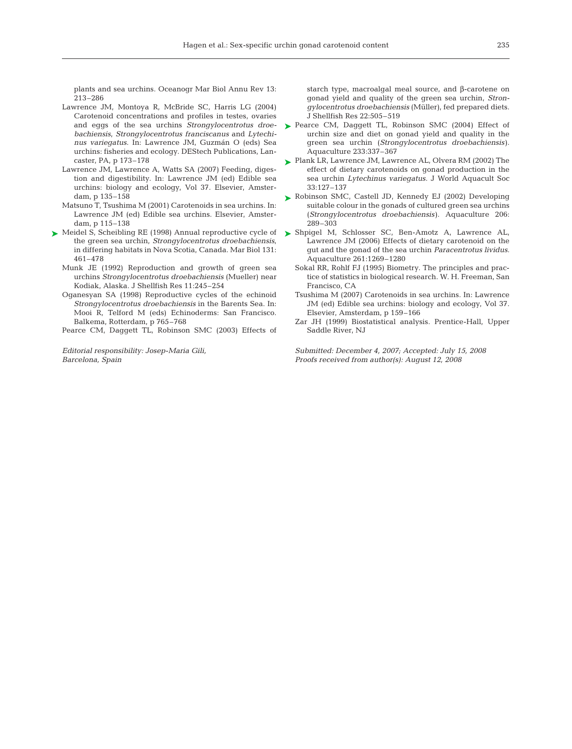plants and sea urchins. Oceanogr Mar Biol Annu Rev 13: 213–286

Lawrence JM, Montoya R, McBride SC, Harris LG (2004) Carotenoid concentrations and profiles in testes, ovaries and eggs of the sea urchins *Strongylocentrotus droebachiensis*, *Strongylocentrotus franciscanus* and *Lytechinus variegatus*. In: Lawrence JM, Guzmán O (eds) Sea urchins: fisheries and ecology. DEStech Publications, Lancaster, PA, p 173–178

Lawrence JM, Lawrence A, Watts SA (2007) Feeding, digestion and digestibility. In: Lawrence JM (ed) Edible sea urchins: biology and ecology, Vol 37. Elsevier, Amsterdam, p 135–158

Matsuno T, Tsushima M (2001) Carotenoids in sea urchins. In: Lawrence JM (ed) Edible sea urchins. Elsevier, Amsterdam, p 115–138

Meidel S, Scheibling RE (1998) Annual reproductive cycle of the green sea urchin, *Strongylocentrotus droebachiensis*, in differing habitats in Nova Scotia, Canada. Mar Biol 131: 461–478

Munk JE (1992) Reproduction and growth of green sea urchins *Strongylocentrotus droebachiensis* (Mueller) near Kodiak, Alaska. J Shellfish Res 11:245–254

Oganesyan SA (1998) Reproductive cycles of the echinoid *Strongylocentrotus droebachiensis* in the Barents Sea. In: Mooi R, Telford M (eds) Echinoderms: San Francisco. Balkema, Rotterdam, p 765–768

Pearce CM, Daggett TL, Robinson SMC (2003) Effects of starch type, macroalgal meal source, and β-carotene on gonad yield and quality of the green sea urchin, *Strongylocentrotus droebachiensis* (Müller), fed prepared diets. J Shellfish Res 22:505–519

Pearce CM, Daggett TL, Robinson SMC (2004) Effect of urchin size and diet on gonad yield and quality in the green sea urchin (*Strongylocentrotus droebachiensis*). Aquaculture 233:337–367

Plank LR, Lawrence JM, Lawrence AL, Olvera RM (2002) The effect of dietary carotenoids on gonad production in the sea urchin *Lytechinus variegatus*. J World Aquacult Soc 33:127–137

Robinson SMC, Castell JD, Kennedy EJ (2002) Developing suitable colour in the gonads of cultured green sea urchins (*Strongylocentrotus droebachiensis*). Aquaculture 206: 289–303

Shpigel M, Schlosser SC, Ben-Amotz A, Lawrence AL, Lawrence JM (2006) Effects of dietary carotenoid on the gut and the gonad of the sea urchin *Paracentrotus lividus*. Aquaculture 261:1269–1280

Sokal RR, Rohlf FJ (1995) Biometry. The principles and practice of statistics in biological research. W. H. Freeman, San Francisco, CA

Tsushima M (2007) Carotenoids in sea urchins. In: Lawrence JM (ed) Edible sea urchins: biology and ecology, Vol 37. Elsevier, Amsterdam, p 159–166

Zar JH (1999) Biostatistical analysis. Prentice-Hall, Upper Saddle River, NJ

*Editorial responsibility: Josep-Maria Gili, Barcelona, Spain*

*Submitted: December 4, 2007; Accepted: July 15, 2008*
*Proofs received from author(s): August 12, 2008*